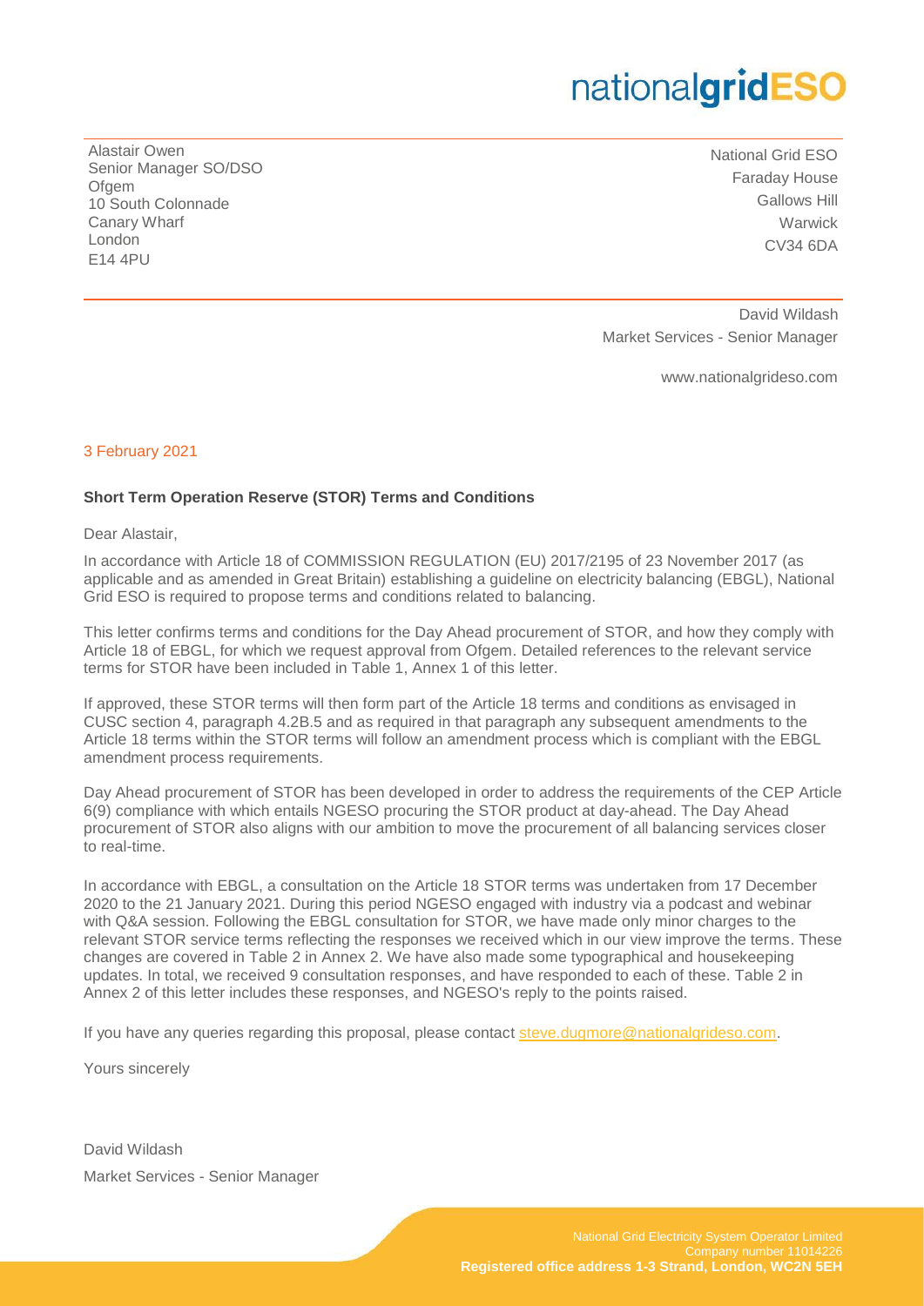nationalgridESO

Alastair Owen
Senior Manager SO/DSO
Ofgem
10 South Colonnade
Canary Wharf
London
E14 4PU

National Grid ESO
Faraday House
Gallows Hill
Warwick
CV34 6DA

David Wildash
Market Services - Senior Manager

www.nationalgrideso.com

3 February 2021

**Short Term Operation Reserve (STOR) Terms and Conditions**

Dear Alastair,

In accordance with Article 18 of COMMISSION REGULATION (EU) 2017/2195 of 23 November 2017 (as applicable and as amended in Great Britain) establishing a guideline on electricity balancing (EBGL), National Grid ESO is required to propose terms and conditions related to balancing.

This letter confirms terms and conditions for the Day Ahead procurement of STOR, and how they comply with Article 18 of EBGL, for which we request approval from Ofgem. Detailed references to the relevant service terms for STOR have been included in Table 1, Annex 1 of this letter.

If approved, these STOR terms will then form part of the Article 18 terms and conditions as envisaged in CUSC section 4, paragraph 4.2B.5 and as required in that paragraph any subsequent amendments to the Article 18 terms within the STOR terms will follow an amendment process which is compliant with the EBGL amendment process requirements.

Day Ahead procurement of STOR has been developed in order to address the requirements of the CEP Article 6(9) compliance with which entails NGESO procuring the STOR product at day-ahead. The Day Ahead procurement of STOR also aligns with our ambition to move the procurement of all balancing services closer to real-time.

In accordance with EBGL, a consultation on the Article 18 STOR terms was undertaken from 17 December 2020 to the 21 January 2021. During this period NGESO engaged with industry via a podcast and webinar with Q&A session. Following the EBGL consultation for STOR, we have made only minor charges to the relevant STOR service terms reflecting the responses we received which in our view improve the terms. These changes are covered in Table 2 in Annex 2. We have also made some typographical and housekeeping updates. In total, we received 9 consultation responses, and have responded to each of these. Table 2 in Annex 2 of this letter includes these responses, and NGESO's reply to the points raised.

If you have any queries regarding this proposal, please contact steve.dugmore@nationalgrideso.com.

Yours sincerely

David Wildash
Market Services - Senior Manager

National Grid Electricity System Operator Limited
Company number 11014226
**Registered office address 1-3 Strand, London, WC2N 5EH**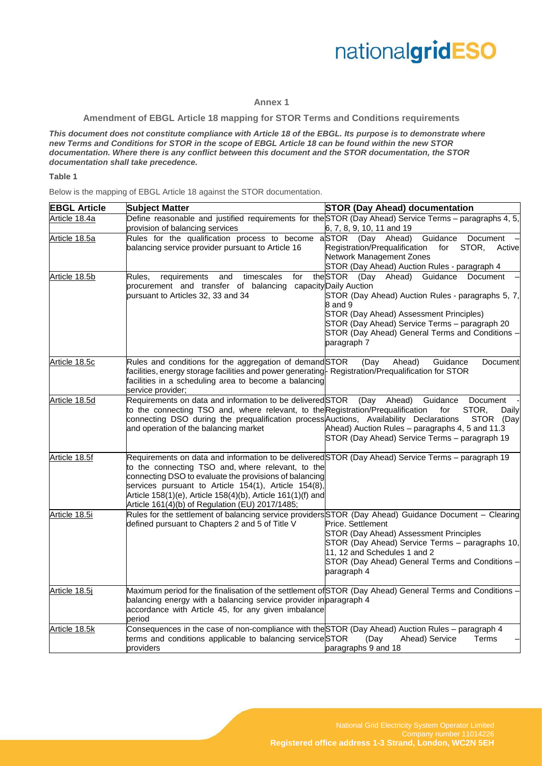**Annex 1**

**Amendment of EBGL Article 18 mapping for STOR Terms and Conditions requirements**

***This document does not constitute compliance with Article 18 of the EBGL. Its purpose is to demonstrate where new Terms and Conditions for STOR in the scope of EBGL Article 18 can be found within the new STOR documentation. Where there is any conflict between this document and the STOR documentation, the STOR documentation shall take precedence.***

**Table 1**

Below is the mapping of EBGL Article 18 against the STOR documentation.

| **EBGL Article** | **Subject Matter** | **STOR (Day Ahead) documentation** |
|---|---|---|
| Article 18.4a | Define reasonable and justified requirements for the provision of balancing services | STOR (Day Ahead) Service Terms – paragraphs 4, 5, 6, 7, 8, 9, 10, 11 and 19 |
| Article 18.5a | Rules for the qualification process to become a balancing service provider pursuant to Article 16 | STOR (Day Ahead) Guidance Document – Registration/Prequalification for STOR, Active Network Management Zones<br>STOR (Day Ahead) Auction Rules - paragraph 4 |
| Article 18.5b | Rules, requirements and timescales for the procurement and transfer of balancing capacity pursuant to Articles 32, 33 and 34 | STOR (Day Ahead) Guidance Document – Daily Auction<br>STOR (Day Ahead) Auction Rules - paragraphs 5, 7, 8 and 9<br>STOR (Day Ahead) Assessment Principles)<br>STOR (Day Ahead) Service Terms – paragraph 20<br>STOR (Day Ahead) General Terms and Conditions – paragraph 7 |
| Article 18.5c | Rules and conditions for the aggregation of demand facilities, energy storage facilities and power generating facilities in a scheduling area to become a balancing service provider; | STOR (Day Ahead) Guidance Document - Registration/Prequalification for STOR |
| Article 18.5d | Requirements on data and information to be delivered to the connecting TSO and, where relevant, to the connecting DSO during the prequalification process and operation of the balancing market | STOR (Day Ahead) Guidance Document - Registration/Prequalification for STOR, Daily Auctions, Availability Declarations STOR (Day Ahead) Auction Rules – paragraphs 4, 5 and 11.3<br>STOR (Day Ahead) Service Terms – paragraph 19 |
| Article 18.5f | Requirements on data and information to be delivered to the connecting TSO and, where relevant, to the connecting DSO to evaluate the provisions of balancing services pursuant to Article 154(1), Article 154(8), Article 158(1)(e), Article 158(4)(b), Article 161(1)(f) and Article 161(4)(b) of Regulation (EU) 2017/1485; | STOR (Day Ahead) Service Terms – paragraph 19 |
| Article 18.5i | Rules for the settlement of balancing service providers defined pursuant to Chapters 2 and 5 of Title V | STOR (Day Ahead) Guidance Document – Clearing Price. Settlement<br>STOR (Day Ahead) Assessment Principles<br>STOR (Day Ahead) Service Terms – paragraphs 10, 11, 12 and Schedules 1 and 2<br>STOR (Day Ahead) General Terms and Conditions – paragraph 4 |
| Article 18.5j | Maximum period for the finalisation of the settlement of balancing energy with a balancing service provider in accordance with Article 45, for any given imbalance period | STOR (Day Ahead) General Terms and Conditions – paragraph 4 |
| Article 18.5k | Consequences in the case of non-compliance with the terms and conditions applicable to balancing service providers | STOR (Day Ahead) Auction Rules – paragraph 4<br>STOR (Day Ahead) Service Terms – paragraphs 9 and 18 |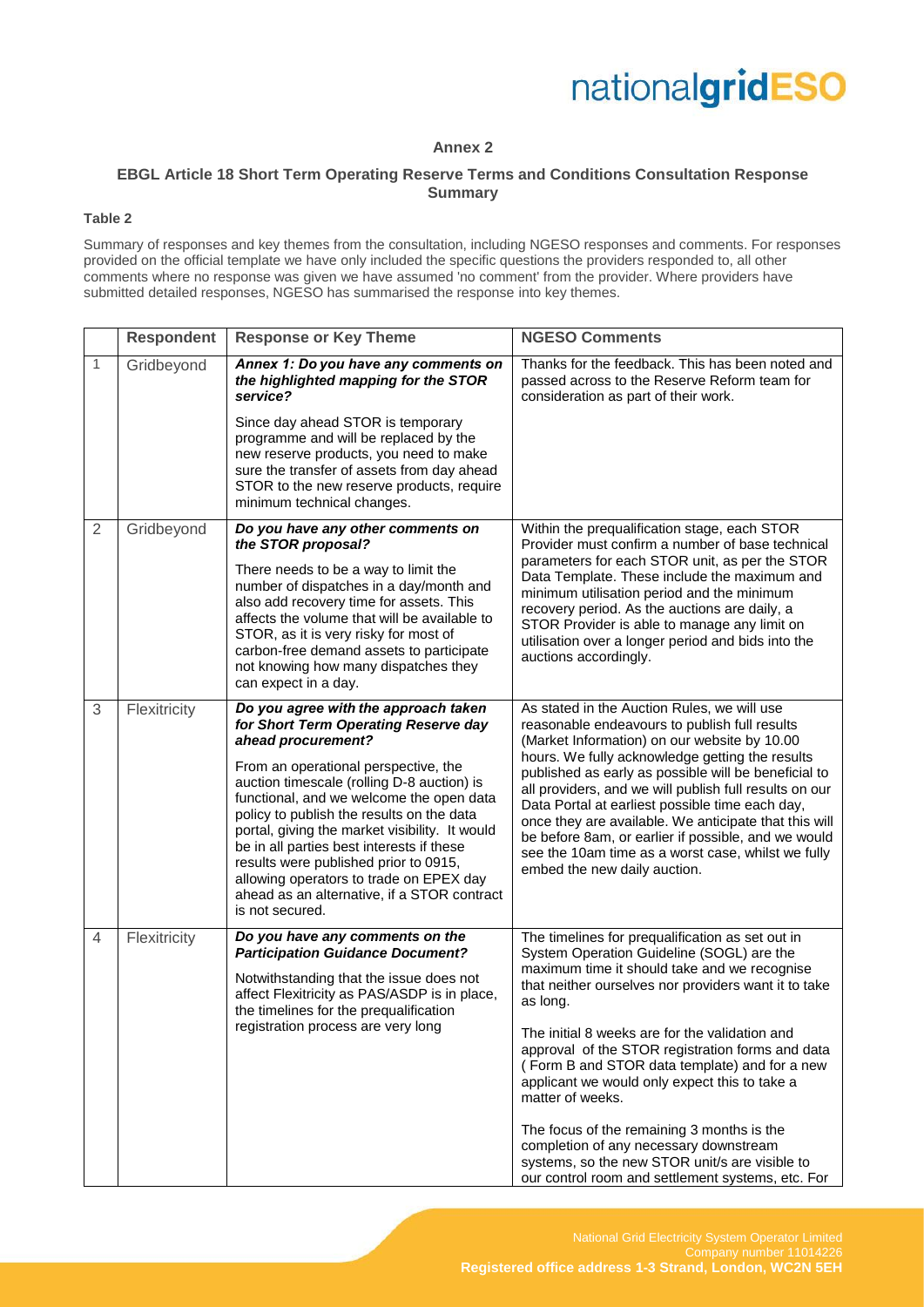## Annex 2

### EBGL Article 18 Short Term Operating Reserve Terms and Conditions Consultation Response Summary

**Table 2**

Summary of responses and key themes from the consultation, including NGESO responses and comments. For responses provided on the official template we have only included the specific questions the providers responded to, all other comments where no response was given we have assumed 'no comment' from the provider. Where providers have submitted detailed responses, NGESO has summarised the response into key themes.

| | Respondent | Response or Key Theme | NGESO Comments |
|---|---|---|---|
| 1 | Gridbeyond | ***Annex 1: Do you have any comments on the highlighted mapping for the STOR service?***<br><br>Since day ahead STOR is temporary programme and will be replaced by the new reserve products, you need to make sure the transfer of assets from day ahead STOR to the new reserve products, require minimum technical changes. | Thanks for the feedback. This has been noted and passed across to the Reserve Reform team for consideration as part of their work. |
| 2 | Gridbeyond | ***Do you have any other comments on the STOR proposal?***<br><br>There needs to be a way to limit the number of dispatches in a day/month and also add recovery time for assets. This affects the volume that will be available to STOR, as it is very risky for most of carbon-free demand assets to participate not knowing how many dispatches they can expect in a day. | Within the prequalification stage, each STOR Provider must confirm a number of base technical parameters for each STOR unit, as per the STOR Data Template. These include the maximum and minimum utilisation period and the minimum recovery period. As the auctions are daily, a STOR Provider is able to manage any limit on utilisation over a longer period and bids into the auctions accordingly. |
| 3 | Flexitricity | ***Do you agree with the approach taken for Short Term Operating Reserve day ahead procurement?***<br><br>From an operational perspective, the auction timescale (rolling D-8 auction) is functional, and we welcome the open data policy to publish the results on the data portal, giving the market visibility. It would be in all parties best interests if these results were published prior to 0915, allowing operators to trade on EPEX day ahead as an alternative, if a STOR contract is not secured. | As stated in the Auction Rules, we will use reasonable endeavours to publish full results (Market Information) on our website by 10.00 hours. We fully acknowledge getting the results published as early as possible will be beneficial to all providers, and we will publish full results on our Data Portal at earliest possible time each day, once they are available. We anticipate that this will be before 8am, or earlier if possible, and we would see the 10am time as a worst case, whilst we fully embed the new daily auction. |
| 4 | Flexitricity | ***Do you have any comments on the Participation Guidance Document?***<br><br>Notwithstanding that the issue does not affect Flexitricity as PAS/ASDP is in place, the timelines for the prequalification registration process are very long | The timelines for prequalification as set out in System Operation Guideline (SOGL) are the maximum time it should take and we recognise that neither ourselves nor providers want it to take as long.<br><br>The initial 8 weeks are for the validation and approval of the STOR registration forms and data ( Form B and STOR data template) and for a new applicant we would only expect this to take a matter of weeks.<br><br>The focus of the remaining 3 months is the completion of any necessary downstream systems, so the new STOR unit/s are visible to our control room and settlement systems, etc. For |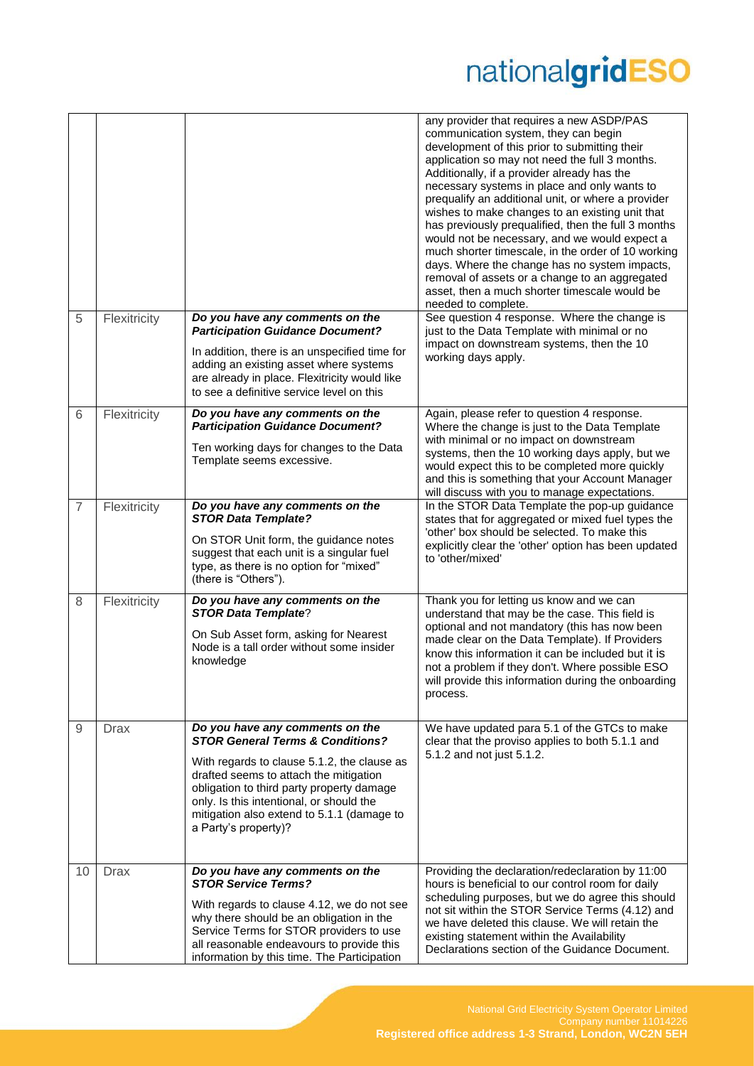| | | | |
|---|---|---|---|
| | | | any provider that requires a new ASDP/PAS communication system, they can begin development of this prior to submitting their application so may not need the full 3 months. Additionally, if a provider already has the necessary systems in place and only wants to prequalify an additional unit, or where a provider wishes to make changes to an existing unit that has previously prequalified, then the full 3 months would not be necessary, and we would expect a much shorter timescale, in the order of 10 working days. Where the change has no system impacts, removal of assets or a change to an aggregated asset, then a much shorter timescale would be needed to complete. |
| 5 | Flexitricity | ***Do you have any comments on the Participation Guidance Document?***<br><br>In addition, there is an unspecified time for adding an existing asset where systems are already in place. Flexitricity would like to see a definitive service level on this | See question 4 response. Where the change is just to the Data Template with minimal or no impact on downstream systems, then the 10 working days apply. |
| 6 | Flexitricity | ***Do you have any comments on the Participation Guidance Document?***<br><br>Ten working days for changes to the Data Template seems excessive. | Again, please refer to question 4 response. Where the change is just to the Data Template with minimal or no impact on downstream systems, then the 10 working days apply, but we would expect this to be completed more quickly and this is something that your Account Manager will discuss with you to manage expectations. |
| 7 | Flexitricity | ***Do you have any comments on the STOR Data Template?***<br><br>On STOR Unit form, the guidance notes suggest that each unit is a singular fuel type, as there is no option for "mixed" (there is "Others"). | In the STOR Data Template the pop-up guidance states that for aggregated or mixed fuel types the 'other' box should be selected. To make this explicitly clear the 'other' option has been updated to 'other/mixed' |
| 8 | Flexitricity | ***Do you have any comments on the STOR Data Template***?<br><br>On Sub Asset form, asking for Nearest Node is a tall order without some insider knowledge | Thank you for letting us know and we can understand that may be the case. This field is optional and not mandatory (this has now been made clear on the Data Template). If Providers know this information it can be included but it is not a problem if they don't. Where possible ESO will provide this information during the onboarding process. |
| 9 | Drax | ***Do you have any comments on the STOR General Terms & Conditions?***<br><br>With regards to clause 5.1.2, the clause as drafted seems to attach the mitigation obligation to third party property damage only. Is this intentional, or should the mitigation also extend to 5.1.1 (damage to a Party's property)? | We have updated para 5.1 of the GTCs to make clear that the proviso applies to both 5.1.1 and 5.1.2 and not just 5.1.2. |
| 10 | Drax | ***Do you have any comments on the STOR Service Terms?***<br><br>With regards to clause 4.12, we do not see why there should be an obligation in the Service Terms for STOR providers to use all reasonable endeavours to provide this information by this time. The Participation | Providing the declaration/redeclaration by 11:00 hours is beneficial to our control room for daily scheduling purposes, but we do agree this should not sit within the STOR Service Terms (4.12) and we have deleted this clause. We will retain the existing statement within the Availability Declarations section of the Guidance Document. |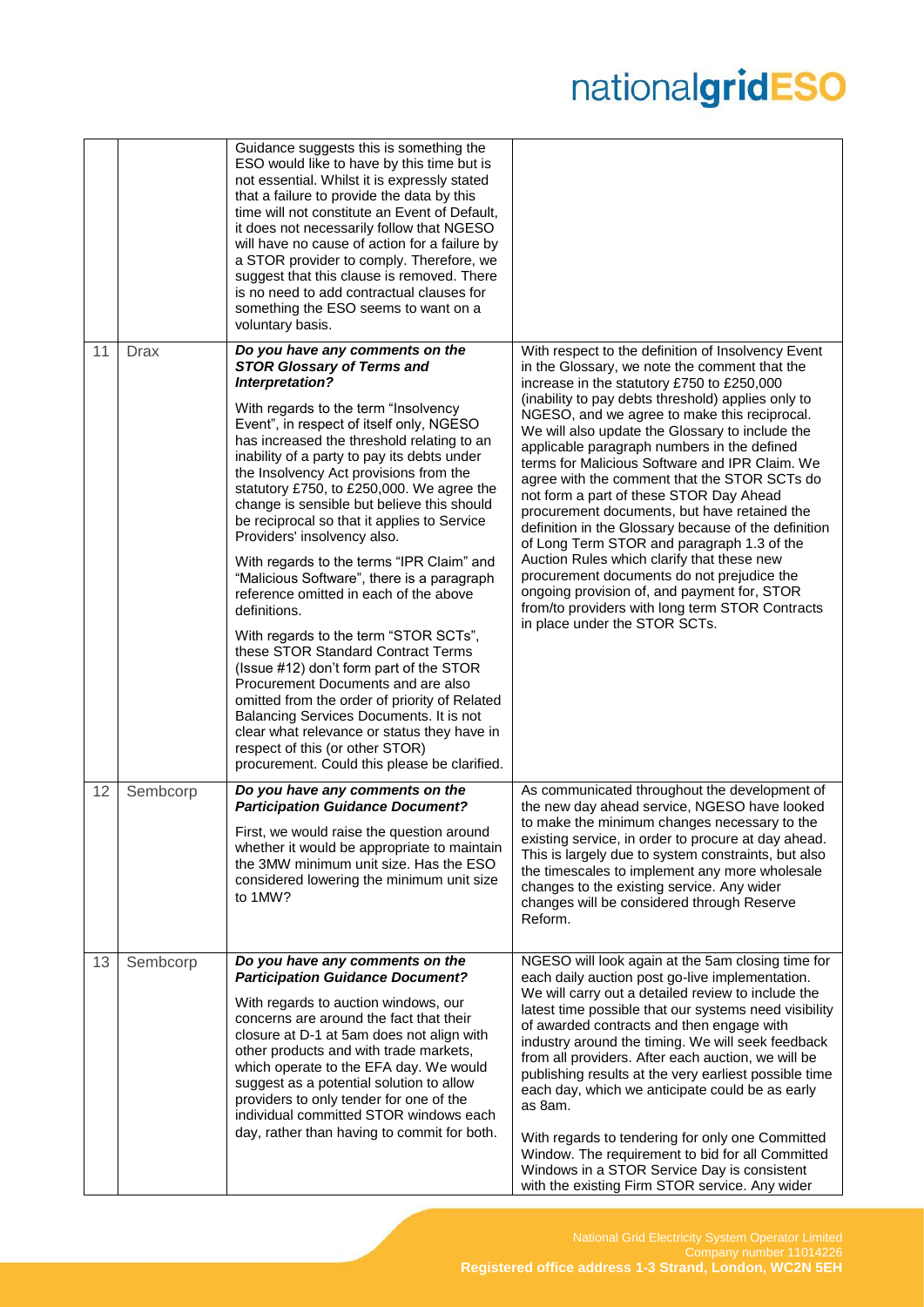| | | | |
|---|---|---|---|
| | | Guidance suggests this is something the ESO would like to have by this time but is not essential. Whilst it is expressly stated that a failure to provide the data by this time will not constitute an Event of Default, it does not necessarily follow that NGESO will have no cause of action for a failure by a STOR provider to comply. Therefore, we suggest that this clause is removed. There is no need to add contractual clauses for something the ESO seems to want on a voluntary basis. | |
| 11 | Drax | ***Do you have any comments on the STOR Glossary of Terms and Interpretation?***<br><br>With regards to the term "Insolvency Event", in respect of itself only, NGESO has increased the threshold relating to an inability of a party to pay its debts under the Insolvency Act provisions from the statutory £750, to £250,000. We agree the change is sensible but believe this should be reciprocal so that it applies to Service Providers' insolvency also.<br><br>With regards to the terms "IPR Claim" and "Malicious Software", there is a paragraph reference omitted in each of the above definitions.<br><br>With regards to the term "STOR SCTs", these STOR Standard Contract Terms (Issue #12) don't form part of the STOR Procurement Documents and are also omitted from the order of priority of Related Balancing Services Documents. It is not clear what relevance or status they have in respect of this (or other STOR) procurement. Could this please be clarified. | With respect to the definition of Insolvency Event in the Glossary, we note the comment that the increase in the statutory £750 to £250,000 (inability to pay debts threshold) applies only to NGESO, and we agree to make this reciprocal. We will also update the Glossary to include the applicable paragraph numbers in the defined terms for Malicious Software and IPR Claim. We agree with the comment that the STOR SCTs do not form a part of these STOR Day Ahead procurement documents, but have retained the definition in the Glossary because of the definition of Long Term STOR and paragraph 1.3 of the Auction Rules which clarify that these new procurement documents do not prejudice the ongoing provision of, and payment for, STOR from/to providers with long term STOR Contracts in place under the STOR SCTs. |
| 12 | Sembcorp | ***Do you have any comments on the Participation Guidance Document?***<br><br>First, we would raise the question around whether it would be appropriate to maintain the 3MW minimum unit size. Has the ESO considered lowering the minimum unit size to 1MW? | As communicated throughout the development of the new day ahead service, NGESO have looked to make the minimum changes necessary to the existing service, in order to procure at day ahead. This is largely due to system constraints, but also the timescales to implement any more wholesale changes to the existing service. Any wider changes will be considered through Reserve Reform. |
| 13 | Sembcorp | ***Do you have any comments on the Participation Guidance Document?***<br><br>With regards to auction windows, our concerns are around the fact that their closure at D-1 at 5am does not align with other products and with trade markets, which operate to the EFA day. We would suggest as a potential solution to allow providers to only tender for one of the individual committed STOR windows each day, rather than having to commit for both. | NGESO will look again at the 5am closing time for each daily auction post go-live implementation. We will carry out a detailed review to include the latest time possible that our systems need visibility of awarded contracts and then engage with industry around the timing. We will seek feedback from all providers. After each auction, we will be publishing results at the very earliest possible time each day, which we anticipate could be as early as 8am.<br><br>With regards to tendering for only one Committed Window. The requirement to bid for all Committed Windows in a STOR Service Day is consistent with the existing Firm STOR service. Any wider |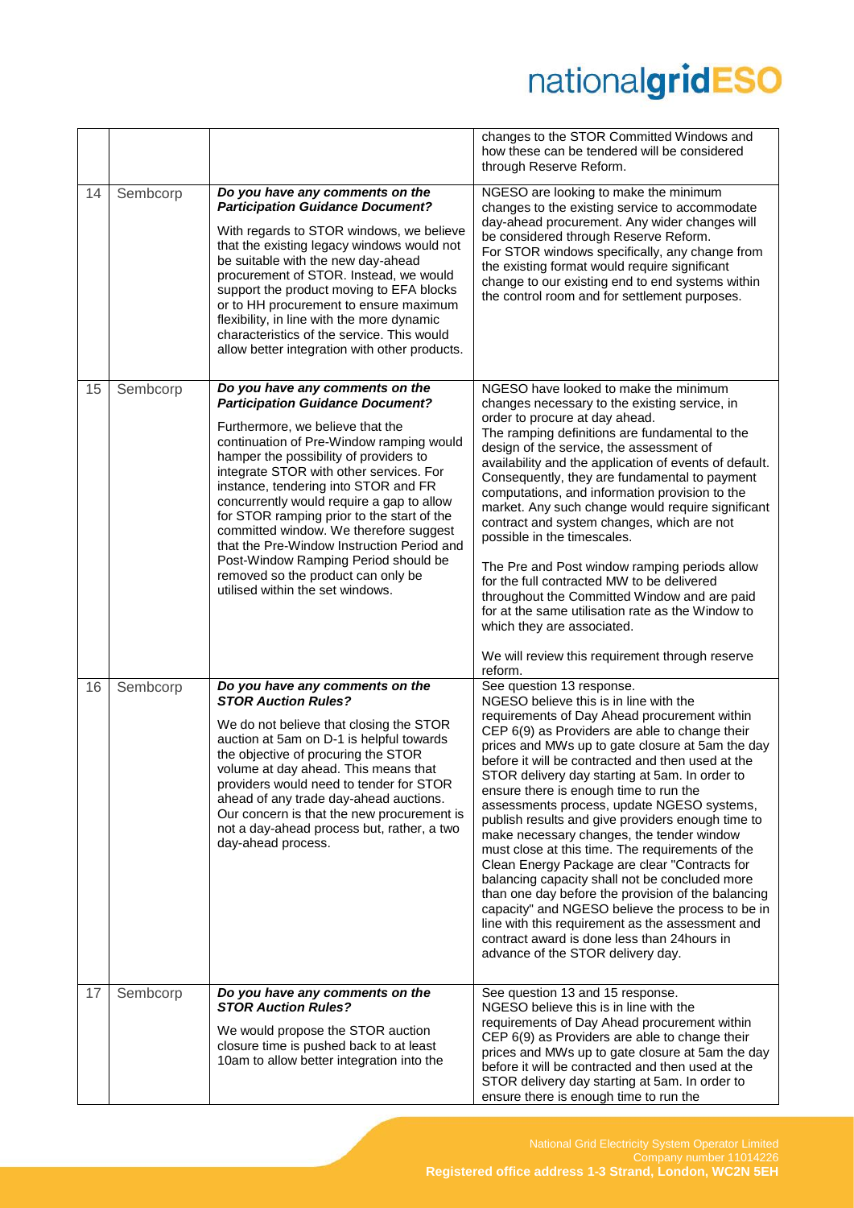| | | | |
|---|---|---|---|
| | | | changes to the STOR Committed Windows and how these can be tendered will be considered through Reserve Reform. |
| 14 | Sembcorp | ***Do you have any comments on the Participation Guidance Document?***<br><br>With regards to STOR windows, we believe that the existing legacy windows would not be suitable with the new day-ahead procurement of STOR. Instead, we would support the product moving to EFA blocks or to HH procurement to ensure maximum flexibility, in line with the more dynamic characteristics of the service. This would allow better integration with other products. | NGESO are looking to make the minimum changes to the existing service to accommodate day-ahead procurement. Any wider changes will be considered through Reserve Reform.<br>For STOR windows specifically, any change from the existing format would require significant change to our existing end to end systems within the control room and for settlement purposes. |
| 15 | Sembcorp | ***Do you have any comments on the Participation Guidance Document?***<br><br>Furthermore, we believe that the continuation of Pre-Window ramping would hamper the possibility of providers to integrate STOR with other services. For instance, tendering into STOR and FR concurrently would require a gap to allow for STOR ramping prior to the start of the committed window. We therefore suggest that the Pre-Window Instruction Period and Post-Window Ramping Period should be removed so the product can only be utilised within the set windows. | NGESO have looked to make the minimum changes necessary to the existing service, in order to procure at day ahead.<br>The ramping definitions are fundamental to the design of the service, the assessment of availability and the application of events of default. Consequently, they are fundamental to payment computations, and information provision to the market. Any such change would require significant contract and system changes, which are not possible in the timescales.<br><br>The Pre and Post window ramping periods allow for the full contracted MW to be delivered throughout the Committed Window and are paid for at the same utilisation rate as the Window to which they are associated.<br><br>We will review this requirement through reserve reform. |
| 16 | Sembcorp | ***Do you have any comments on the STOR Auction Rules?***<br><br>We do not believe that closing the STOR auction at 5am on D-1 is helpful towards the objective of procuring the STOR volume at day ahead. This means that providers would need to tender for STOR ahead of any trade day-ahead auctions. Our concern is that the new procurement is not a day-ahead process but, rather, a two day-ahead process. | See question 13 response.<br>NGESO believe this is in line with the requirements of Day Ahead procurement within CEP 6(9) as Providers are able to change their prices and MWs up to gate closure at 5am the day before it will be contracted and then used at the STOR delivery day starting at 5am. In order to ensure there is enough time to run the assessments process, update NGESO systems, publish results and give providers enough time to make necessary changes, the tender window must close at this time. The requirements of the Clean Energy Package are clear "Contracts for balancing capacity shall not be concluded more than one day before the provision of the balancing capacity" and NGESO believe the process to be in line with this requirement as the assessment and contract award is done less than 24hours in advance of the STOR delivery day. |
| 17 | Sembcorp | ***Do you have any comments on the STOR Auction Rules?***<br><br>We would propose the STOR auction closure time is pushed back to at least 10am to allow better integration into the | See question 13 and 15 response.<br>NGESO believe this is in line with the requirements of Day Ahead procurement within CEP 6(9) as Providers are able to change their prices and MWs up to gate closure at 5am the day before it will be contracted and then used at the STOR delivery day starting at 5am. In order to ensure there is enough time to run the |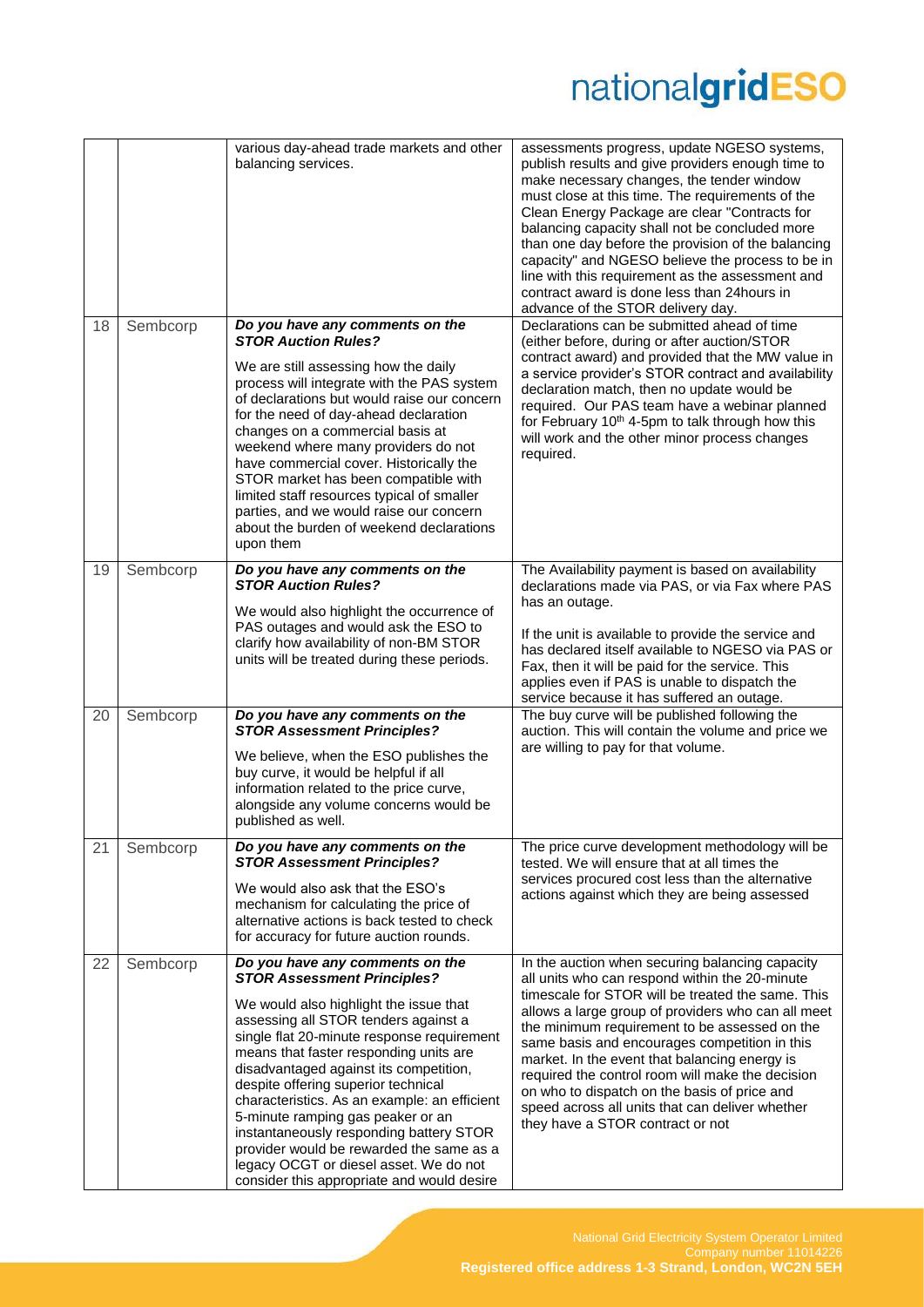| | | | |
|---|---|---|---|
| | | various day-ahead trade markets and other balancing services. | assessments progress, update NGESO systems, publish results and give providers enough time to make necessary changes, the tender window must close at this time. The requirements of the Clean Energy Package are clear "Contracts for balancing capacity shall not be concluded more than one day before the provision of the balancing capacity" and NGESO believe the process to be in line with this requirement as the assessment and contract award is done less than 24hours in advance of the STOR delivery day. |
| 18 | Sembcorp | ***Do you have any comments on the STOR Auction Rules?***<br><br>We are still assessing how the daily process will integrate with the PAS system of declarations but would raise our concern for the need of day-ahead declaration changes on a commercial basis at weekend where many providers do not have commercial cover. Historically the STOR market has been compatible with limited staff resources typical of smaller parties, and we would raise our concern about the burden of weekend declarations upon them | Declarations can be submitted ahead of time (either before, during or after auction/STOR contract award) and provided that the MW value in a service provider's STOR contract and availability declaration match, then no update would be required. Our PAS team have a webinar planned for February 10th 4-5pm to talk through how this will work and the other minor process changes required. |
| 19 | Sembcorp | ***Do you have any comments on the STOR Auction Rules?***<br><br>We would also highlight the occurrence of PAS outages and would ask the ESO to clarify how availability of non-BM STOR units will be treated during these periods. | The Availability payment is based on availability declarations made via PAS, or via Fax where PAS has an outage.<br><br>If the unit is available to provide the service and has declared itself available to NGESO via PAS or Fax, then it will be paid for the service. This applies even if PAS is unable to dispatch the service because it has suffered an outage. |
| 20 | Sembcorp | ***Do you have any comments on the STOR Assessment Principles?***<br><br>We believe, when the ESO publishes the buy curve, it would be helpful if all information related to the price curve, alongside any volume concerns would be published as well. | The buy curve will be published following the auction. This will contain the volume and price we are willing to pay for that volume. |
| 21 | Sembcorp | ***Do you have any comments on the STOR Assessment Principles?***<br><br>We would also ask that the ESO's mechanism for calculating the price of alternative actions is back tested to check for accuracy for future auction rounds. | The price curve development methodology will be tested. We will ensure that at all times the services procured cost less than the alternative actions against which they are being assessed |
| 22 | Sembcorp | ***Do you have any comments on the STOR Assessment Principles?***<br><br>We would also highlight the issue that assessing all STOR tenders against a single flat 20-minute response requirement means that faster responding units are disadvantaged against its competition, despite offering superior technical characteristics. As an example: an efficient 5-minute ramping gas peaker or an instantaneously responding battery STOR provider would be rewarded the same as a legacy OCGT or diesel asset. We do not consider this appropriate and would desire | In the auction when securing balancing capacity all units who can respond within the 20-minute timescale for STOR will be treated the same. This allows a large group of providers who can all meet the minimum requirement to be assessed on the same basis and encourages competition in this market. In the event that balancing energy is required the control room will make the decision on who to dispatch on the basis of price and speed across all units that can deliver whether they have a STOR contract or not |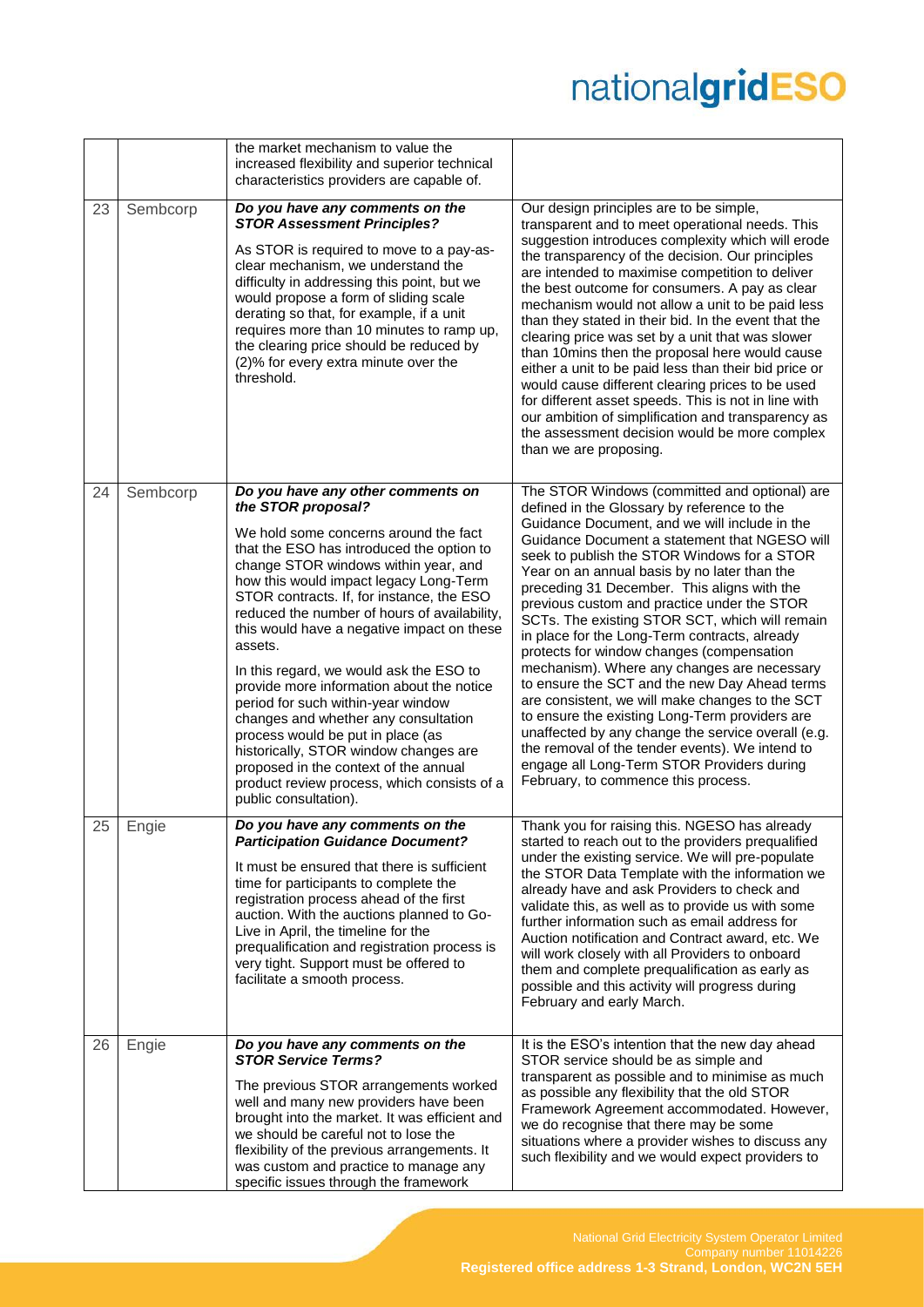|  |  |  |  |
|---|---|---|---|
|  |  | the market mechanism to value the increased flexibility and superior technical characteristics providers are capable of. |  |
| 23 | Sembcorp | ***Do you have any comments on the STOR Assessment Principles?***<br><br>As STOR is required to move to a pay-as-clear mechanism, we understand the difficulty in addressing this point, but we would propose a form of sliding scale derating so that, for example, if a unit requires more than 10 minutes to ramp up, the clearing price should be reduced by (2)% for every extra minute over the threshold. | Our design principles are to be simple, transparent and to meet operational needs. This suggestion introduces complexity which will erode the transparency of the decision. Our principles are intended to maximise competition to deliver the best outcome for consumers. A pay as clear mechanism would not allow a unit to be paid less than they stated in their bid. In the event that the clearing price was set by a unit that was slower than 10mins then the proposal here would cause either a unit to be paid less than their bid price or would cause different clearing prices to be used for different asset speeds. This is not in line with our ambition of simplification and transparency as the assessment decision would be more complex than we are proposing. |
| 24 | Sembcorp | ***Do you have any other comments on the STOR proposal?***<br><br>We hold some concerns around the fact that the ESO has introduced the option to change STOR windows within year, and how this would impact legacy Long-Term STOR contracts. If, for instance, the ESO reduced the number of hours of availability, this would have a negative impact on these assets.<br><br>In this regard, we would ask the ESO to provide more information about the notice period for such within-year window changes and whether any consultation process would be put in place (as historically, STOR window changes are proposed in the context of the annual product review process, which consists of a public consultation). | The STOR Windows (committed and optional) are defined in the Glossary by reference to the Guidance Document, and we will include in the Guidance Document a statement that NGESO will seek to publish the STOR Windows for a STOR Year on an annual basis by no later than the preceding 31 December. This aligns with the previous custom and practice under the STOR SCTs. The existing STOR SCT, which will remain in place for the Long-Term contracts, already protects for window changes (compensation mechanism). Where any changes are necessary to ensure the SCT and the new Day Ahead terms are consistent, we will make changes to the SCT to ensure the existing Long-Term providers are unaffected by any change the service overall (e.g. the removal of the tender events). We intend to engage all Long-Term STOR Providers during February, to commence this process. |
| 25 | Engie | ***Do you have any comments on the Participation Guidance Document?***<br><br>It must be ensured that there is sufficient time for participants to complete the registration process ahead of the first auction. With the auctions planned to Go-Live in April, the timeline for the prequalification and registration process is very tight. Support must be offered to facilitate a smooth process. | Thank you for raising this. NGESO has already started to reach out to the providers prequalified under the existing service. We will pre-populate the STOR Data Template with the information we already have and ask Providers to check and validate this, as well as to provide us with some further information such as email address for Auction notification and Contract award, etc. We will work closely with all Providers to onboard them and complete prequalification as early as possible and this activity will progress during February and early March. |
| 26 | Engie | ***Do you have any comments on the STOR Service Terms?***<br><br>The previous STOR arrangements worked well and many new providers have been brought into the market. It was efficient and we should be careful not to lose the flexibility of the previous arrangements. It was custom and practice to manage any specific issues through the framework | It is the ESO's intention that the new day ahead STOR service should be as simple and transparent as possible and to minimise as much as possible any flexibility that the old STOR Framework Agreement accommodated. However, we do recognise that there may be some situations where a provider wishes to discuss any such flexibility and we would expect providers to |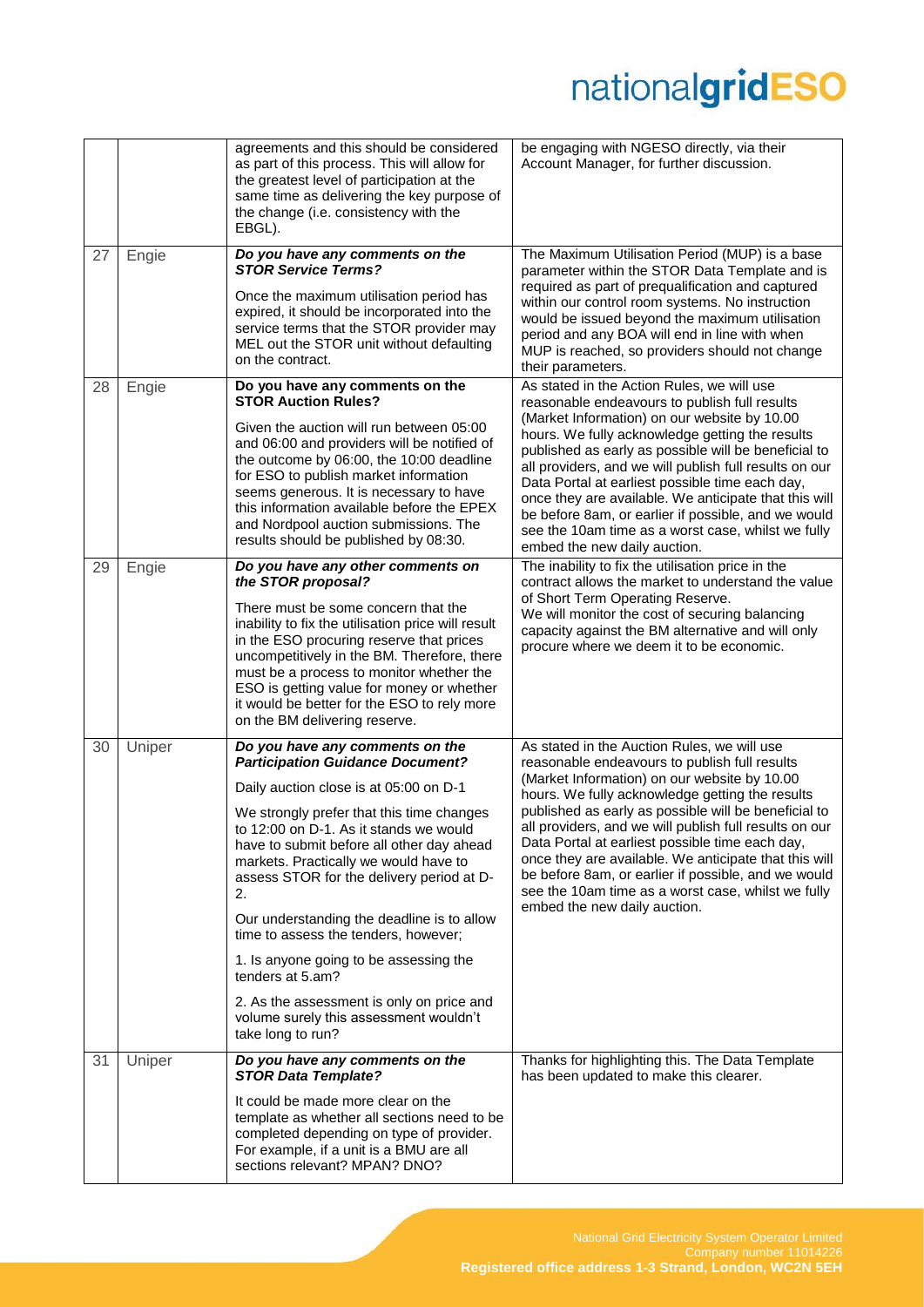| | | | |
|---|---|---|---|
| | | agreements and this should be considered as part of this process. This will allow for the greatest level of participation at the same time as delivering the key purpose of the change (i.e. consistency with the EBGL). | be engaging with NGESO directly, via their Account Manager, for further discussion. |
| 27 | Engie | ***Do you have any comments on the STOR Service Terms?***<br><br>Once the maximum utilisation period has expired, it should be incorporated into the service terms that the STOR provider may MEL out the STOR unit without defaulting on the contract. | The Maximum Utilisation Period (MUP) is a base parameter within the STOR Data Template and is required as part of prequalification and captured within our control room systems. No instruction would be issued beyond the maximum utilisation period and any BOA will end in line with when MUP is reached, so providers should not change their parameters. |
| 28 | Engie | **Do you have any comments on the STOR Auction Rules?**<br><br>Given the auction will run between 05:00 and 06:00 and providers will be notified of the outcome by 06:00, the 10:00 deadline for ESO to publish market information seems generous. It is necessary to have this information available before the EPEX and Nordpool auction submissions. The results should be published by 08:30. | As stated in the Action Rules, we will use reasonable endeavours to publish full results (Market Information) on our website by 10.00 hours. We fully acknowledge getting the results published as early as possible will be beneficial to all providers, and we will publish full results on our Data Portal at earliest possible time each day, once they are available. We anticipate that this will be before 8am, or earlier if possible, and we would see the 10am time as a worst case, whilst we fully embed the new daily auction. |
| 29 | Engie | ***Do you have any other comments on the STOR proposal?***<br><br>There must be some concern that the inability to fix the utilisation price will result in the ESO procuring reserve that prices uncompetitively in the BM. Therefore, there must be a process to monitor whether the ESO is getting value for money or whether it would be better for the ESO to rely more on the BM delivering reserve. | The inability to fix the utilisation price in the contract allows the market to understand the value of Short Term Operating Reserve.<br>We will monitor the cost of securing balancing capacity against the BM alternative and will only procure where we deem it to be economic. |
| 30 | Uniper | ***Do you have any comments on the Participation Guidance Document?***<br><br>Daily auction close is at 05:00 on D-1<br><br>We strongly prefer that this time changes to 12:00 on D-1. As it stands we would have to submit before all other day ahead markets. Practically we would have to assess STOR for the delivery period at D-2.<br><br>Our understanding the deadline is to allow time to assess the tenders, however;<br><br>1. Is anyone going to be assessing the tenders at 5.am?<br><br>2. As the assessment is only on price and volume surely this assessment wouldn't take long to run? | As stated in the Auction Rules, we will use reasonable endeavours to publish full results (Market Information) on our website by 10.00 hours. We fully acknowledge getting the results published as early as possible will be beneficial to all providers, and we will publish full results on our Data Portal at earliest possible time each day, once they are available. We anticipate that this will be before 8am, or earlier if possible, and we would see the 10am time as a worst case, whilst we fully embed the new daily auction. |
| 31 | Uniper | ***Do you have any comments on the STOR Data Template?***<br><br>It could be made more clear on the template as whether all sections need to be completed depending on type of provider. For example, if a unit is a BMU are all sections relevant? MPAN? DNO? | Thanks for highlighting this. The Data Template has been updated to make this clearer. |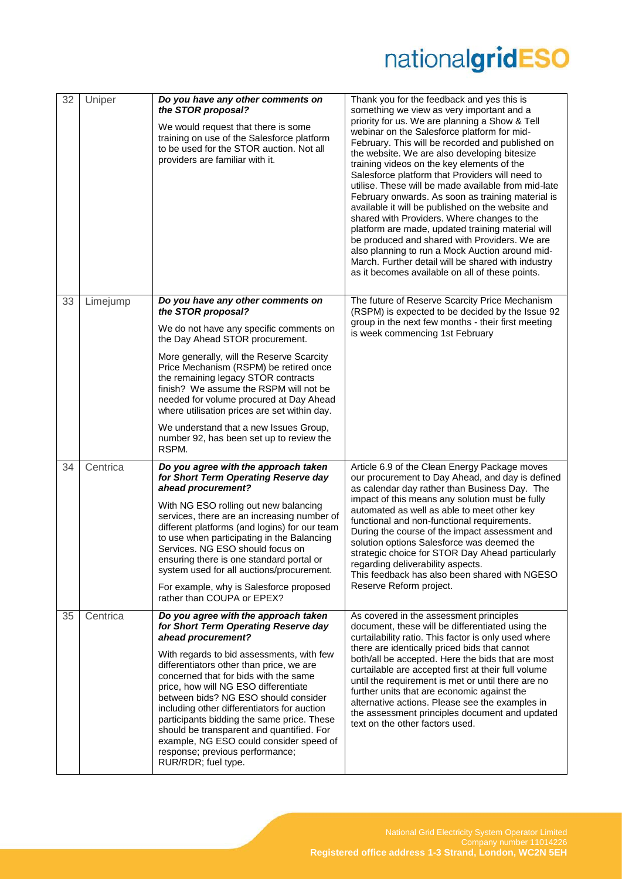| 32 | Uniper | ***Do you have any other comments on the STOR proposal?***<br><br>We would request that there is some training on use of the Salesforce platform to be used for the STOR auction. Not all providers are familiar with it. | Thank you for the feedback and yes this is something we view as very important and a priority for us. We are planning a Show & Tell webinar on the Salesforce platform for mid-February. This will be recorded and published on the website. We are also developing bitesize training videos on the key elements of the Salesforce platform that Providers will need to utilise. These will be made available from mid-late February onwards. As soon as training material is available it will be published on the website and shared with Providers. Where changes to the platform are made, updated training material will be produced and shared with Providers. We are also planning to run a Mock Auction around mid-March. Further detail will be shared with industry as it becomes available on all of these points. |
|---|---|---|---|
| 33 | Limejump | ***Do you have any other comments on the STOR proposal?***<br><br>We do not have any specific comments on the Day Ahead STOR procurement.<br><br>More generally, will the Reserve Scarcity Price Mechanism (RSPM) be retired once the remaining legacy STOR contracts finish? We assume the RSPM will not be needed for volume procured at Day Ahead where utilisation prices are set within day.<br><br>We understand that a new Issues Group, number 92, has been set up to review the RSPM. | The future of Reserve Scarcity Price Mechanism (RSPM) is expected to be decided by the Issue 92 group in the next few months - their first meeting is week commencing 1st February |
| 34 | Centrica | ***Do you agree with the approach taken for Short Term Operating Reserve day ahead procurement?***<br><br>With NG ESO rolling out new balancing services, there are an increasing number of different platforms (and logins) for our team to use when participating in the Balancing Services. NG ESO should focus on ensuring there is one standard portal or system used for all auctions/procurement.<br><br>For example, why is Salesforce proposed rather than COUPA or EPEX? | Article 6.9 of the Clean Energy Package moves our procurement to Day Ahead, and day is defined as calendar day rather than Business Day. The impact of this means any solution must be fully automated as well as able to meet other key functional and non-functional requirements. During the course of the impact assessment and solution options Salesforce was deemed the strategic choice for STOR Day Ahead particularly regarding deliverability aspects.<br>This feedback has also been shared with NGESO Reserve Reform project. |
| 35 | Centrica | ***Do you agree with the approach taken for Short Term Operating Reserve day ahead procurement?***<br><br>With regards to bid assessments, with few differentiators other than price, we are concerned that for bids with the same price, how will NG ESO differentiate between bids? NG ESO should consider including other differentiators for auction participants bidding the same price. These should be transparent and quantified. For example, NG ESO could consider speed of response; previous performance; RUR/RDR; fuel type. | As covered in the assessment principles document, these will be differentiated using the curtailability ratio. This factor is only used where there are identically priced bids that cannot both/all be accepted. Here the bids that are most curtailable are accepted first at their full volume until the requirement is met or until there are no further units that are economic against the alternative actions. Please see the examples in the assessment principles document and updated text on the other factors used. |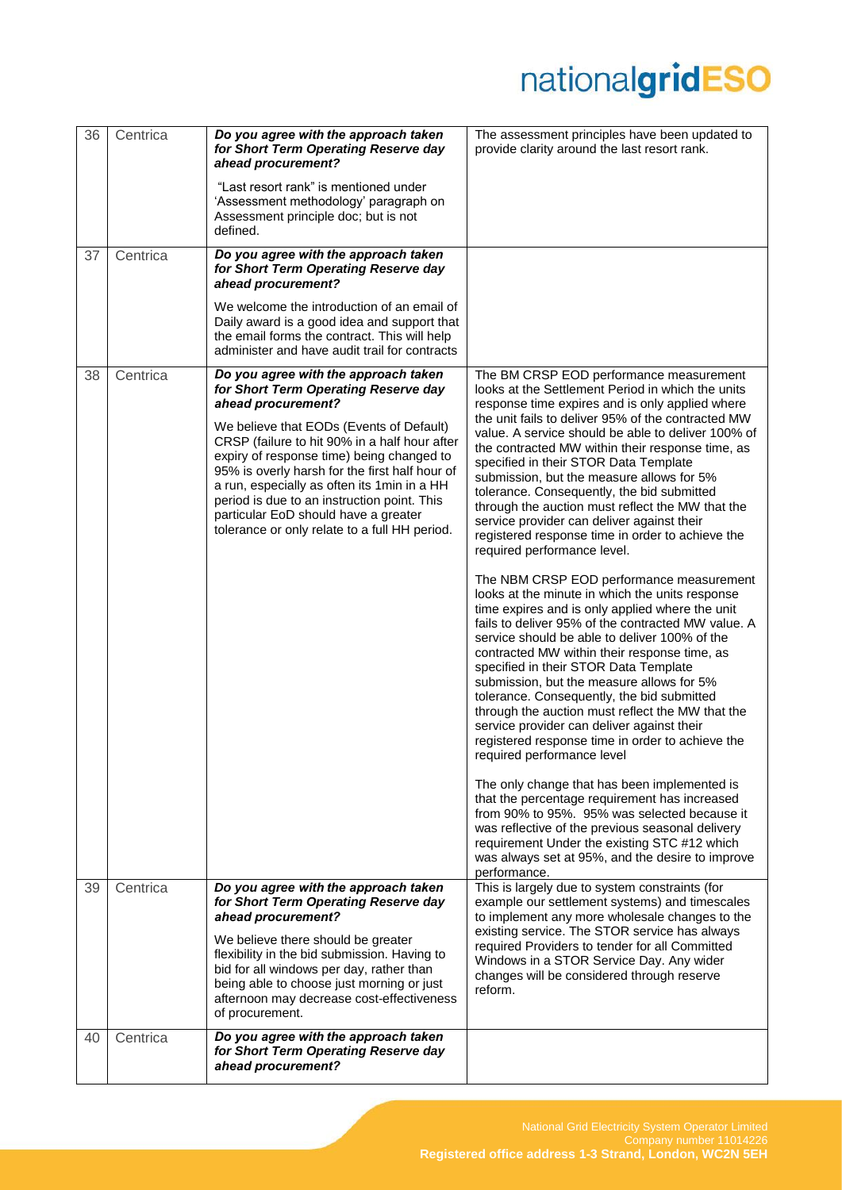| 36 | Centrica | ***Do you agree with the approach taken for Short Term Operating Reserve day ahead procurement?***<br><br>"Last resort rank" is mentioned under 'Assessment methodology' paragraph on Assessment principle doc; but is not defined. | The assessment principles have been updated to provide clarity around the last resort rank. |
|---|---|---|---|
| 37 | Centrica | ***Do you agree with the approach taken for Short Term Operating Reserve day ahead procurement?***<br><br>We welcome the introduction of an email of Daily award is a good idea and support that the email forms the contract. This will help administer and have audit trail for contracts | |
| 38 | Centrica | ***Do you agree with the approach taken for Short Term Operating Reserve day ahead procurement?***<br><br>We believe that EODs (Events of Default) CRSP (failure to hit 90% in a half hour after expiry of response time) being changed to 95% is overly harsh for the first half hour of a run, especially as often its 1min in a HH period is due to an instruction point. This particular EoD should have a greater tolerance or only relate to a full HH period. | The BM CRSP EOD performance measurement looks at the Settlement Period in which the units response time expires and is only applied where the unit fails to deliver 95% of the contracted MW value. A service should be able to deliver 100% of the contracted MW within their response time, as specified in their STOR Data Template submission, but the measure allows for 5% tolerance. Consequently, the bid submitted through the auction must reflect the MW that the service provider can deliver against their registered response time in order to achieve the required performance level.<br><br>The NBM CRSP EOD performance measurement looks at the minute in which the units response time expires and is only applied where the unit fails to deliver 95% of the contracted MW value. A service should be able to deliver 100% of the contracted MW within their response time, as specified in their STOR Data Template submission, but the measure allows for 5% tolerance. Consequently, the bid submitted through the auction must reflect the MW that the service provider can deliver against their registered response time in order to achieve the required performance level<br><br>The only change that has been implemented is that the percentage requirement has increased from 90% to 95%. 95% was selected because it was reflective of the previous seasonal delivery requirement Under the existing STC #12 which was always set at 95%, and the desire to improve performance. |
| 39 | Centrica | ***Do you agree with the approach taken for Short Term Operating Reserve day ahead procurement?***<br><br>We believe there should be greater flexibility in the bid submission. Having to bid for all windows per day, rather than being able to choose just morning or just afternoon may decrease cost-effectiveness of procurement. | This is largely due to system constraints (for example our settlement systems) and timescales to implement any more wholesale changes to the existing service. The STOR service has always required Providers to tender for all Committed Windows in a STOR Service Day. Any wider changes will be considered through reserve reform. |
| 40 | Centrica | ***Do you agree with the approach taken for Short Term Operating Reserve day ahead procurement?*** | |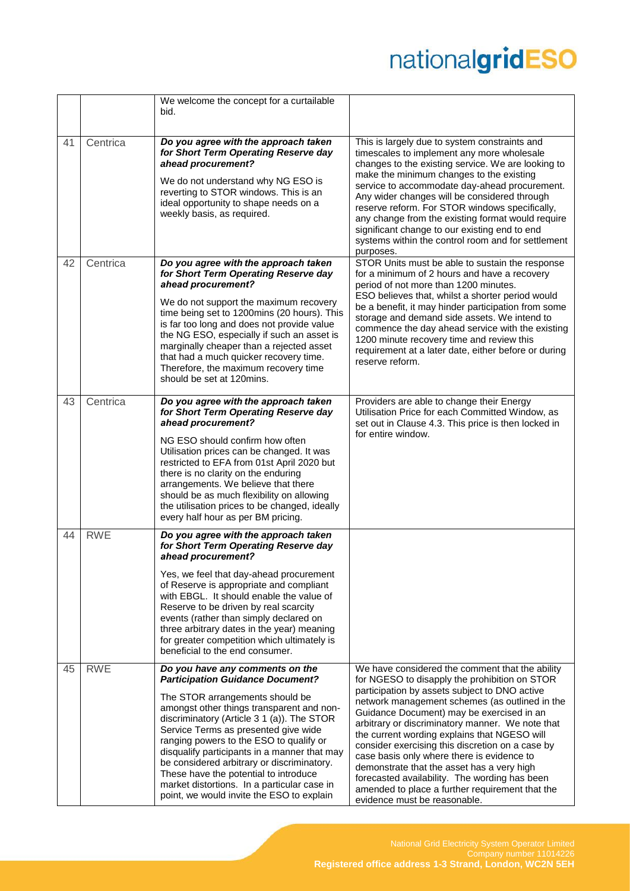|  |  |  |  |
|---|---|---|---|
|  |  | We welcome the concept for a curtailable bid. |  |
| 41 | Centrica | ***Do you agree with the approach taken for Short Term Operating Reserve day ahead procurement?***<br><br>We do not understand why NG ESO is reverting to STOR windows. This is an ideal opportunity to shape needs on a weekly basis, as required. | This is largely due to system constraints and timescales to implement any more wholesale changes to the existing service. We are looking to make the minimum changes to the existing service to accommodate day-ahead procurement. Any wider changes will be considered through reserve reform. For STOR windows specifically, any change from the existing format would require significant change to our existing end to end systems within the control room and for settlement purposes. |
| 42 | Centrica | ***Do you agree with the approach taken for Short Term Operating Reserve day ahead procurement?***<br><br>We do not support the maximum recovery time being set to 1200mins (20 hours). This is far too long and does not provide value the NG ESO, especially if such an asset is marginally cheaper than a rejected asset that had a much quicker recovery time. Therefore, the maximum recovery time should be set at 120mins. | STOR Units must be able to sustain the response for a minimum of 2 hours and have a recovery period of not more than 1200 minutes.<br>ESO believes that, whilst a shorter period would be a benefit, it may hinder participation from some storage and demand side assets. We intend to commence the day ahead service with the existing 1200 minute recovery time and review this requirement at a later date, either before or during reserve reform. |
| 43 | Centrica | ***Do you agree with the approach taken for Short Term Operating Reserve day ahead procurement?***<br><br>NG ESO should confirm how often Utilisation prices can be changed. It was restricted to EFA from 01st April 2020 but there is no clarity on the enduring arrangements. We believe that there should be as much flexibility on allowing the utilisation prices to be changed, ideally every half hour as per BM pricing. | Providers are able to change their Energy Utilisation Price for each Committed Window, as set out in Clause 4.3. This price is then locked in for entire window. |
| 44 | RWE | ***Do you agree with the approach taken for Short Term Operating Reserve day ahead procurement?***<br><br>Yes, we feel that day-ahead procurement of Reserve is appropriate and compliant with EBGL. It should enable the value of Reserve to be driven by real scarcity events (rather than simply declared on three arbitrary dates in the year) meaning for greater competition which ultimately is beneficial to the end consumer. |  |
| 45 | RWE | ***Do you have any comments on the Participation Guidance Document?***<br><br>The STOR arrangements should be amongst other things transparent and non-discriminatory (Article 3 1 (a)). The STOR Service Terms as presented give wide ranging powers to the ESO to qualify or disqualify participants in a manner that may be considered arbitrary or discriminatory. These have the potential to introduce market distortions. In a particular case in point, we would invite the ESO to explain | We have considered the comment that the ability for NGESO to disapply the prohibition on STOR participation by assets subject to DNO active network management schemes (as outlined in the Guidance Document) may be exercised in an arbitrary or discriminatory manner. We note that the current wording explains that NGESO will consider exercising this discretion on a case by case basis only where there is evidence to demonstrate that the asset has a very high forecasted availability. The wording has been amended to place a further requirement that the evidence must be reasonable. |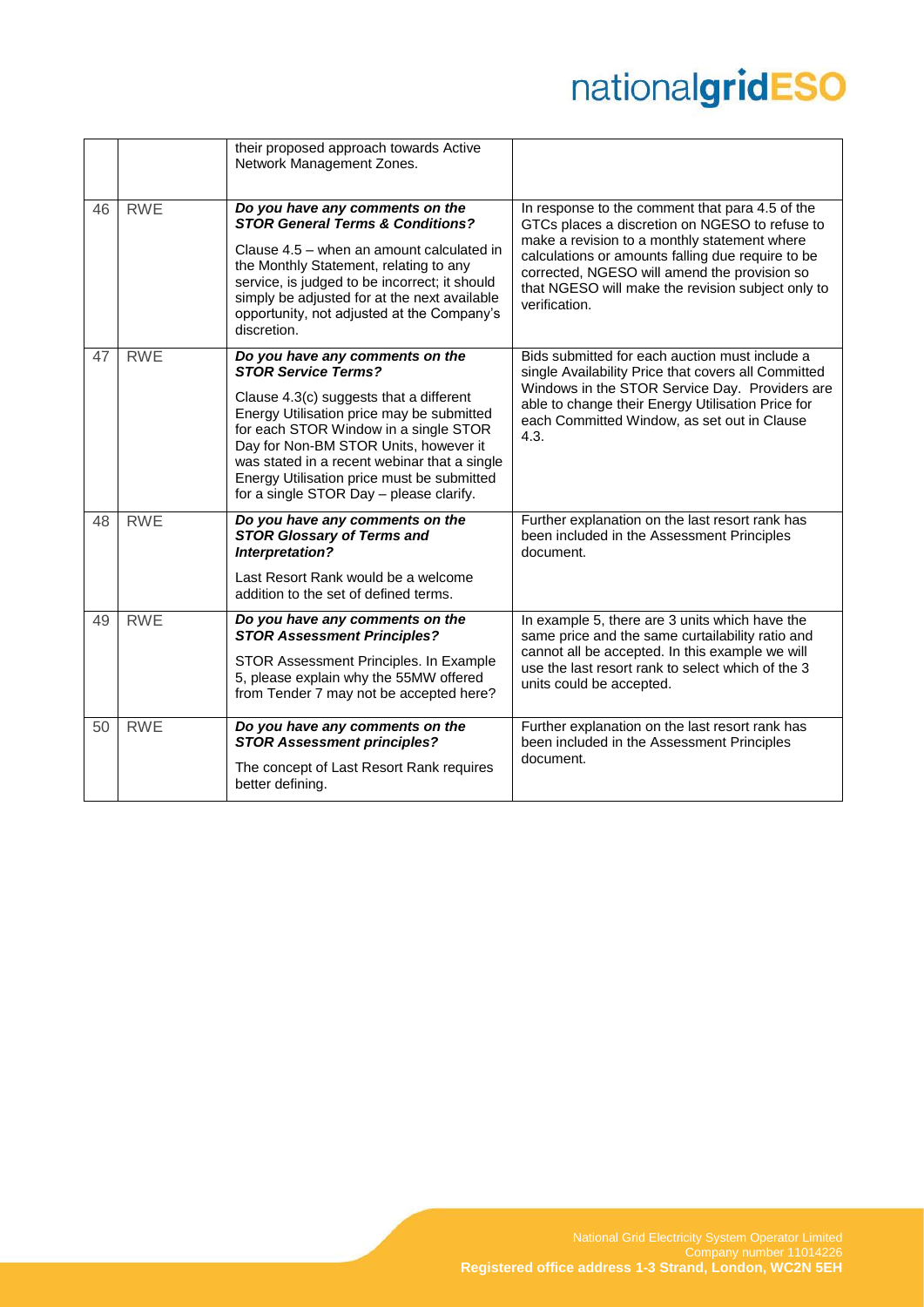| | | | |
|---|---|---|---|
| | | their proposed approach towards Active Network Management Zones. | |
| 46 | RWE | ***Do you have any comments on the STOR General Terms & Conditions?***<br><br>Clause 4.5 – when an amount calculated in the Monthly Statement, relating to any service, is judged to be incorrect; it should simply be adjusted for at the next available opportunity, not adjusted at the Company's discretion. | In response to the comment that para 4.5 of the GTCs places a discretion on NGESO to refuse to make a revision to a monthly statement where calculations or amounts falling due require to be corrected, NGESO will amend the provision so that NGESO will make the revision subject only to verification. |
| 47 | RWE | ***Do you have any comments on the STOR Service Terms?***<br><br>Clause 4.3(c) suggests that a different Energy Utilisation price may be submitted for each STOR Window in a single STOR Day for Non-BM STOR Units, however it was stated in a recent webinar that a single Energy Utilisation price must be submitted for a single STOR Day – please clarify. | Bids submitted for each auction must include a single Availability Price that covers all Committed Windows in the STOR Service Day. Providers are able to change their Energy Utilisation Price for each Committed Window, as set out in Clause 4.3. |
| 48 | RWE | ***Do you have any comments on the STOR Glossary of Terms and Interpretation?***<br><br>Last Resort Rank would be a welcome addition to the set of defined terms. | Further explanation on the last resort rank has been included in the Assessment Principles document. |
| 49 | RWE | ***Do you have any comments on the STOR Assessment Principles?***<br><br>STOR Assessment Principles. In Example 5, please explain why the 55MW offered from Tender 7 may not be accepted here? | In example 5, there are 3 units which have the same price and the same curtailability ratio and cannot all be accepted. In this example we will use the last resort rank to select which of the 3 units could be accepted. |
| 50 | RWE | ***Do you have any comments on the STOR Assessment principles?***<br><br>The concept of Last Resort Rank requires better defining. | Further explanation on the last resort rank has been included in the Assessment Principles document. |